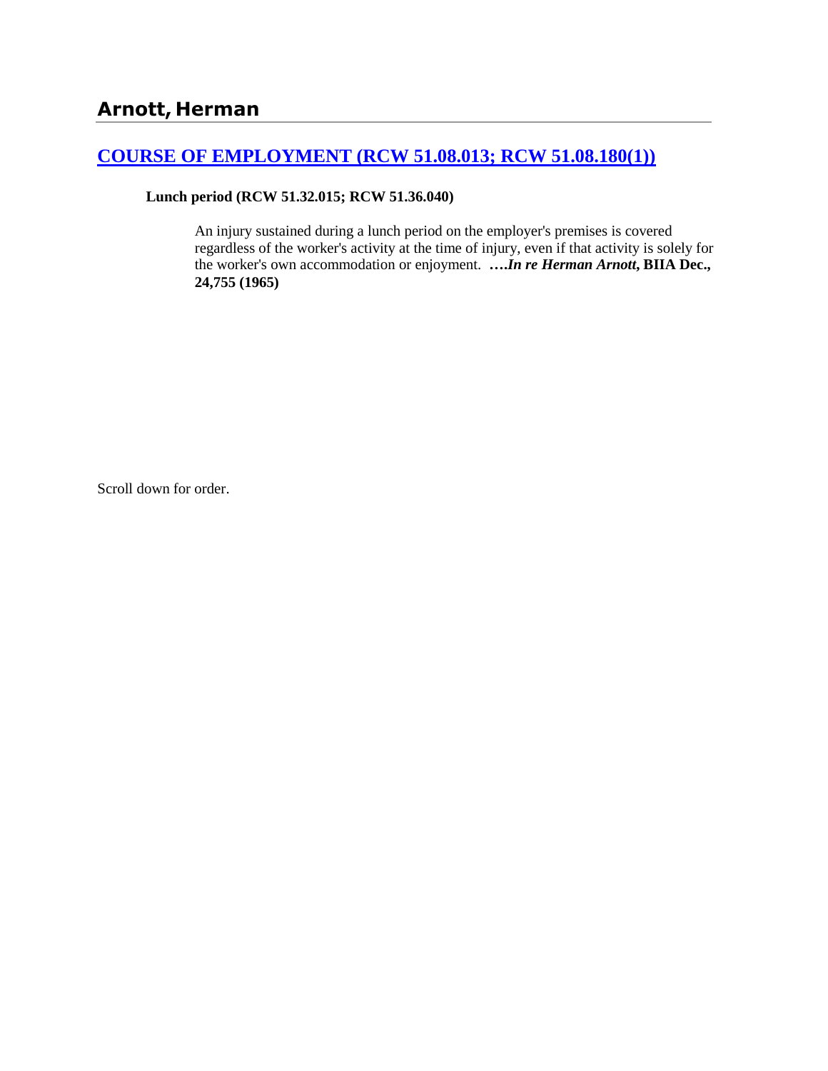## Arnott, Herman

### [COURSE OF EMPLOYMENT (RCW 51.08.013; RCW 51.08.180(1))]

**Lunch period (RCW 51.32.015; RCW 51.36.040)**

An injury sustained during a lunch period on the employer's premises is covered regardless of the worker's activity at the time of injury, even if that activity is solely for the worker's own accommodation or enjoyment. **….*In re Herman Arnott*, BIIA Dec., 24,755 (1965)**

Scroll down for order.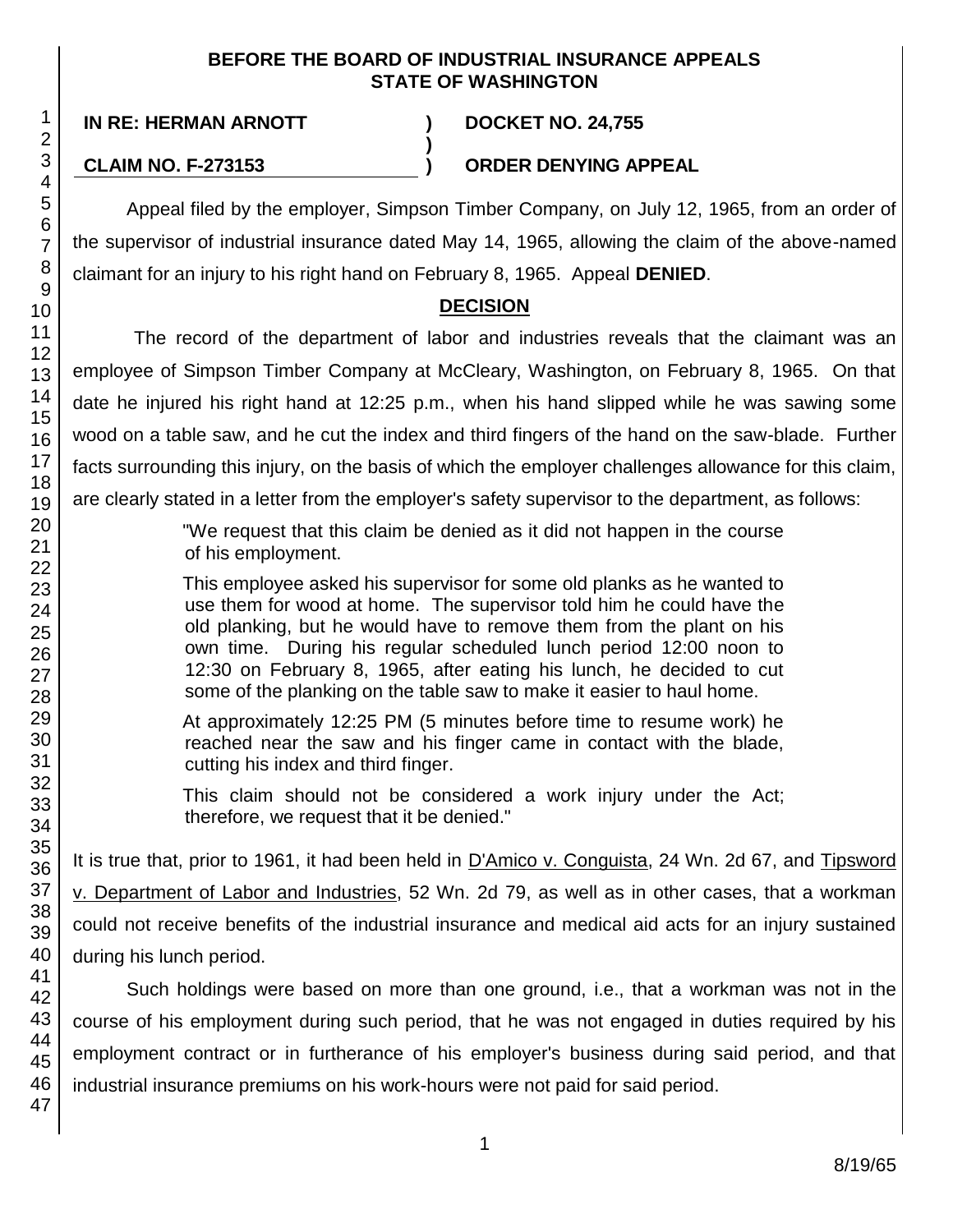**BEFORE THE BOARD OF INDUSTRIAL INSURANCE APPEALS**
**STATE OF WASHINGTON**

| | | |
|---|---|---|
| **IN RE: HERMAN ARNOTT** | **)** | **DOCKET NO. 24,755** |
| | **)** | |
| **CLAIM NO. F-273153** | **)** | **ORDER DENYING APPEAL** |

Appeal filed by the employer, Simpson Timber Company, on July 12, 1965, from an order of the supervisor of industrial insurance dated May 14, 1965, allowing the claim of the above-named claimant for an injury to his right hand on February 8, 1965. Appeal **DENIED**.

## DECISION

The record of the department of labor and industries reveals that the claimant was an employee of Simpson Timber Company at McCleary, Washington, on February 8, 1965. On that date he injured his right hand at 12:25 p.m., when his hand slipped while he was sawing some wood on a table saw, and he cut the index and third fingers of the hand on the saw-blade. Further facts surrounding this injury, on the basis of which the employer challenges allowance for this claim, are clearly stated in a letter from the employer's safety supervisor to the department, as follows:

> "We request that this claim be denied as it did not happen in the course of his employment.
>
> This employee asked his supervisor for some old planks as he wanted to use them for wood at home. The supervisor told him he could have the old planking, but he would have to remove them from the plant on his own time. During his regular scheduled lunch period 12:00 noon to 12:30 on February 8, 1965, after eating his lunch, he decided to cut some of the planking on the table saw to make it easier to haul home.
>
> At approximately 12:25 PM (5 minutes before time to resume work) he reached near the saw and his finger came in contact with the blade, cutting his index and third finger.
>
> This claim should not be considered a work injury under the Act; therefore, we request that it be denied."

It is true that, prior to 1961, it had been held in D'Amico v. Conguista, 24 Wn. 2d 67, and Tipsword v. Department of Labor and Industries, 52 Wn. 2d 79, as well as in other cases, that a workman could not receive benefits of the industrial insurance and medical aid acts for an injury sustained during his lunch period.

Such holdings were based on more than one ground, i.e., that a workman was not in the course of his employment during such period, that he was not engaged in duties required by his employment contract or in furtherance of his employer's business during said period, and that industrial insurance premiums on his work-hours were not paid for said period.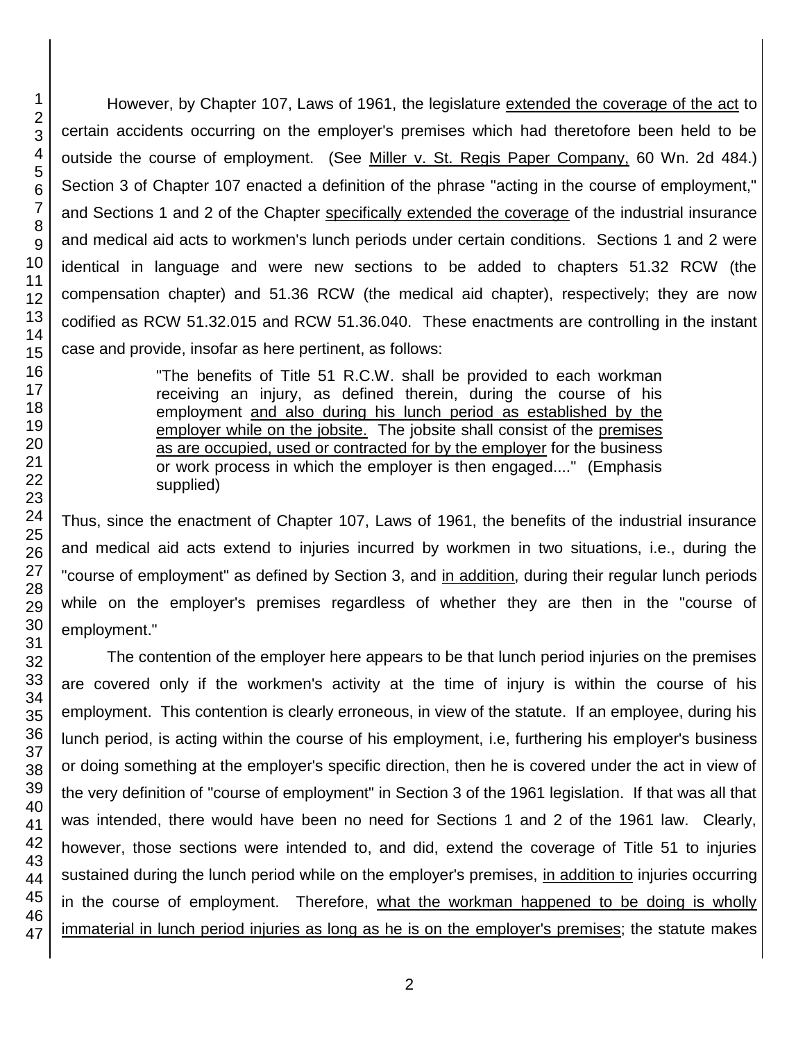However, by Chapter 107, Laws of 1961, the legislature extended the coverage of the act to certain accidents occurring on the employer's premises which had theretofore been held to be outside the course of employment. (See Miller v. St. Regis Paper Company, 60 Wn. 2d 484.) Section 3 of Chapter 107 enacted a definition of the phrase "acting in the course of employment," and Sections 1 and 2 of the Chapter specifically extended the coverage of the industrial insurance and medical aid acts to workmen's lunch periods under certain conditions. Sections 1 and 2 were identical in language and were new sections to be added to chapters 51.32 RCW (the compensation chapter) and 51.36 RCW (the medical aid chapter), respectively; they are now codified as RCW 51.32.015 and RCW 51.36.040. These enactments are controlling in the instant case and provide, insofar as here pertinent, as follows:

> "The benefits of Title 51 R.C.W. shall be provided to each workman receiving an injury, as defined therein, during the course of his employment and also during his lunch period as established by the employer while on the jobsite. The jobsite shall consist of the premises as are occupied, used or contracted for by the employer for the business or work process in which the employer is then engaged...." (Emphasis supplied)

Thus, since the enactment of Chapter 107, Laws of 1961, the benefits of the industrial insurance and medical aid acts extend to injuries incurred by workmen in two situations, i.e., during the "course of employment" as defined by Section 3, and in addition, during their regular lunch periods while on the employer's premises regardless of whether they are then in the "course of employment."

The contention of the employer here appears to be that lunch period injuries on the premises are covered only if the workmen's activity at the time of injury is within the course of his employment. This contention is clearly erroneous, in view of the statute. If an employee, during his lunch period, is acting within the course of his employment, i.e, furthering his employer's business or doing something at the employer's specific direction, then he is covered under the act in view of the very definition of "course of employment" in Section 3 of the 1961 legislation. If that was all that was intended, there would have been no need for Sections 1 and 2 of the 1961 law. Clearly, however, those sections were intended to, and did, extend the coverage of Title 51 to injuries sustained during the lunch period while on the employer's premises, in addition to injuries occurring in the course of employment. Therefore, what the workman happened to be doing is wholly immaterial in lunch period injuries as long as he is on the employer's premises; the statute makes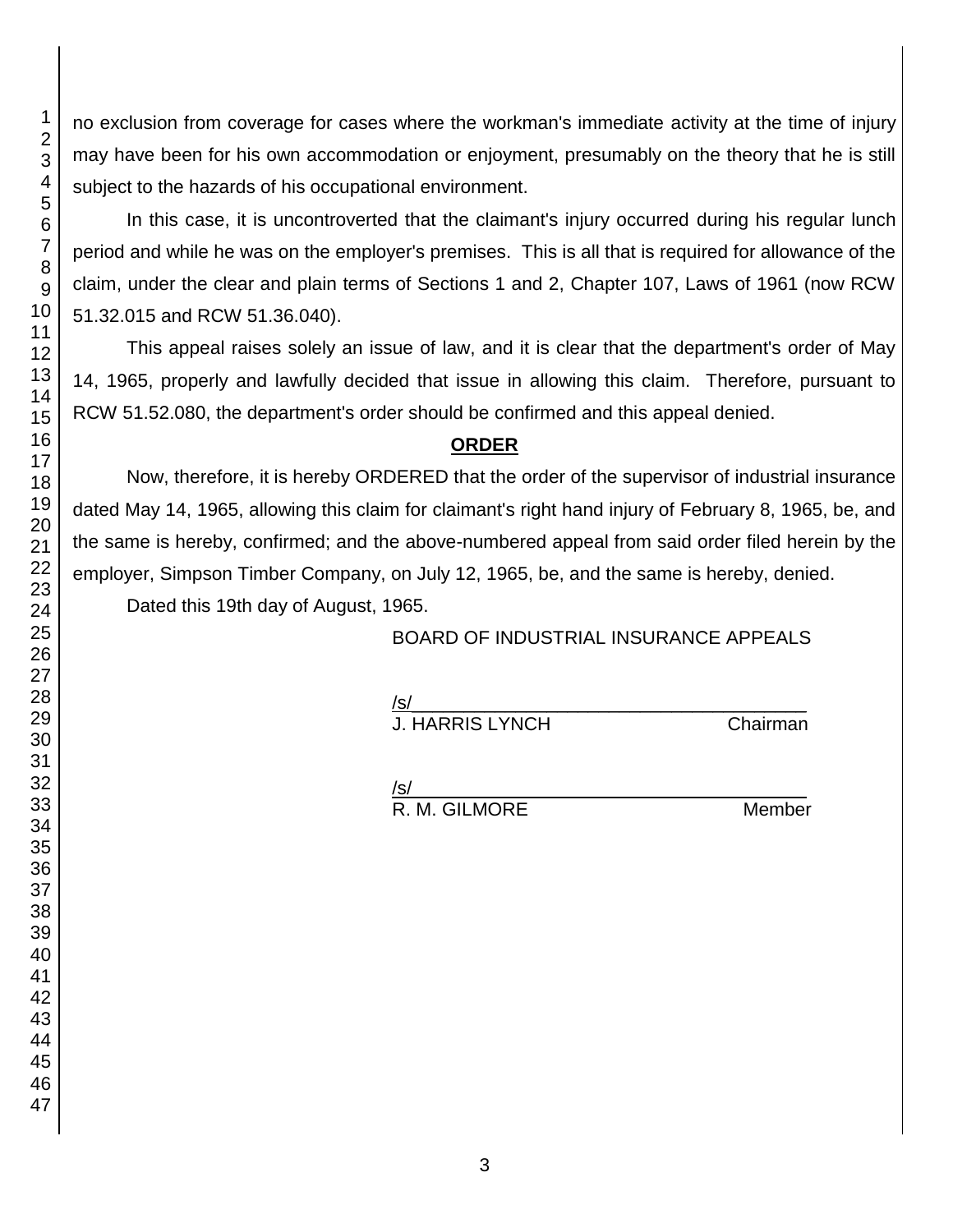no exclusion from coverage for cases where the workman's immediate activity at the time of injury may have been for his own accommodation or enjoyment, presumably on the theory that he is still subject to the hazards of his occupational environment.

In this case, it is uncontroverted that the claimant's injury occurred during his regular lunch period and while he was on the employer's premises. This is all that is required for allowance of the claim, under the clear and plain terms of Sections 1 and 2, Chapter 107, Laws of 1961 (now RCW 51.32.015 and RCW 51.36.040).

This appeal raises solely an issue of law, and it is clear that the department's order of May 14, 1965, properly and lawfully decided that issue in allowing this claim. Therefore, pursuant to RCW 51.52.080, the department's order should be confirmed and this appeal denied.

## ORDER

Now, therefore, it is hereby ORDERED that the order of the supervisor of industrial insurance dated May 14, 1965, allowing this claim for claimant's right hand injury of February 8, 1965, be, and the same is hereby, confirmed; and the above-numbered appeal from said order filed herein by the employer, Simpson Timber Company, on July 12, 1965, be, and the same is hereby, denied.

Dated this 19th day of August, 1965.

BOARD OF INDUSTRIAL INSURANCE APPEALS

/s/
J. HARRIS LYNCH, Chairman

/s/
R. M. GILMORE, Member